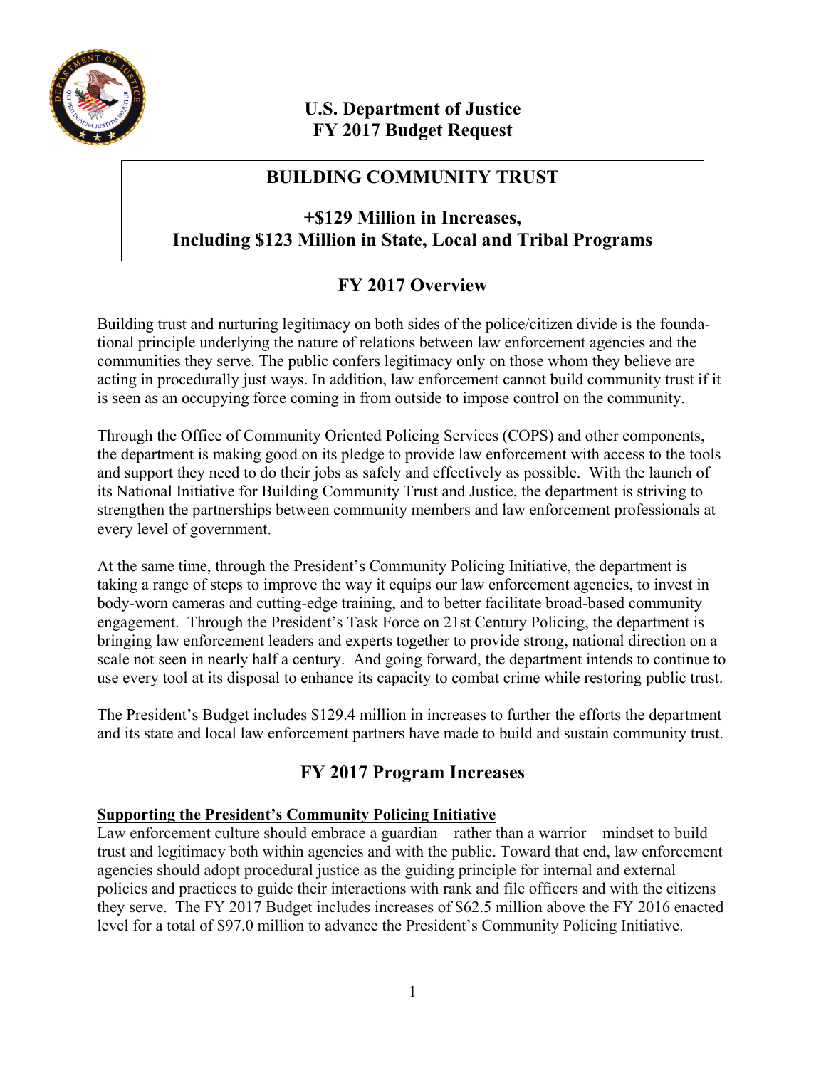# U.S. Department of Justice
# FY 2017 Budget Request

## BUILDING COMMUNITY TRUST

### +$129 Million in Increases, Including $123 Million in State, Local and Tribal Programs

## FY 2017 Overview

Building trust and nurturing legitimacy on both sides of the police/citizen divide is the foundational principle underlying the nature of relations between law enforcement agencies and the communities they serve. The public confers legitimacy only on those whom they believe are acting in procedurally just ways. In addition, law enforcement cannot build community trust if it is seen as an occupying force coming in from outside to impose control on the community.

Through the Office of Community Oriented Policing Services (COPS) and other components, the department is making good on its pledge to provide law enforcement with access to the tools and support they need to do their jobs as safely and effectively as possible. With the launch of its National Initiative for Building Community Trust and Justice, the department is striving to strengthen the partnerships between community members and law enforcement professionals at every level of government.

At the same time, through the President's Community Policing Initiative, the department is taking a range of steps to improve the way it equips our law enforcement agencies, to invest in body-worn cameras and cutting-edge training, and to better facilitate broad-based community engagement. Through the President's Task Force on 21st Century Policing, the department is bringing law enforcement leaders and experts together to provide strong, national direction on a scale not seen in nearly half a century. And going forward, the department intends to continue to use every tool at its disposal to enhance its capacity to combat crime while restoring public trust.

The President's Budget includes $129.4 million in increases to further the efforts the department and its state and local law enforcement partners have made to build and sustain community trust.

## FY 2017 Program Increases

**Supporting the President's Community Policing Initiative**

Law enforcement culture should embrace a guardian—rather than a warrior—mindset to build trust and legitimacy both within agencies and with the public. Toward that end, law enforcement agencies should adopt procedural justice as the guiding principle for internal and external policies and practices to guide their interactions with rank and file officers and with the citizens they serve. The FY 2017 Budget includes increases of $62.5 million above the FY 2016 enacted level for a total of $97.0 million to advance the President's Community Policing Initiative.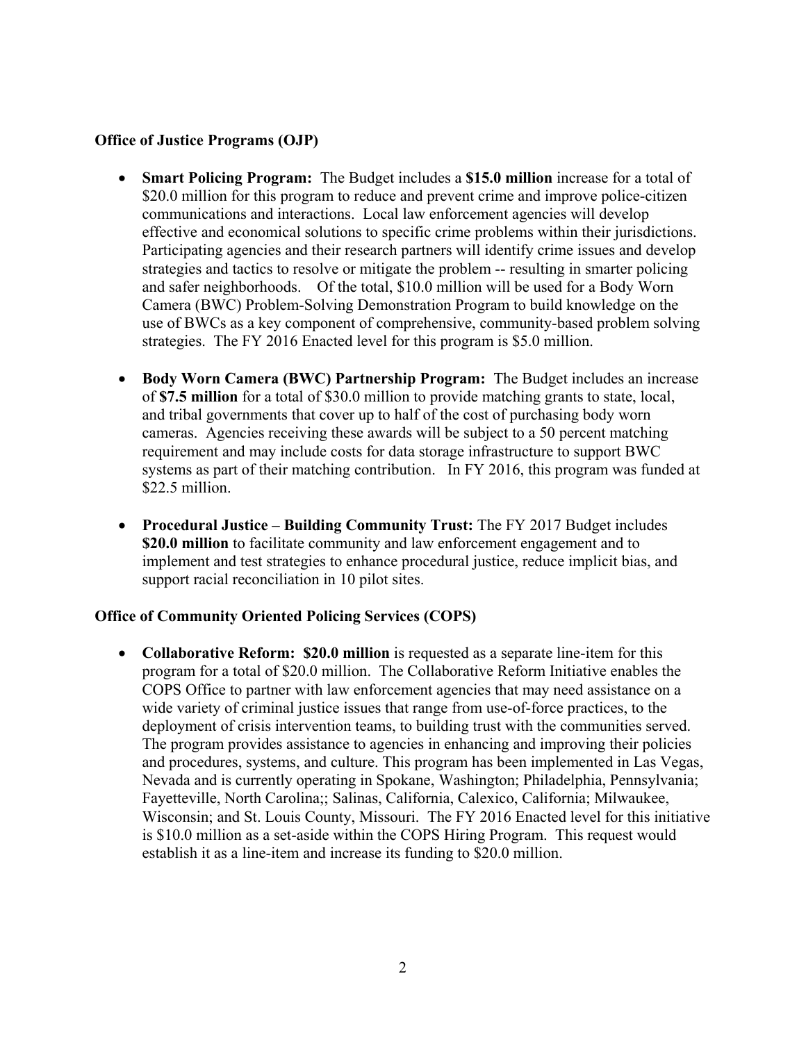**Office of Justice Programs (OJP)**

- **Smart Policing Program:** The Budget includes a **$15.0 million** increase for a total of $20.0 million for this program to reduce and prevent crime and improve police-citizen communications and interactions. Local law enforcement agencies will develop effective and economical solutions to specific crime problems within their jurisdictions. Participating agencies and their research partners will identify crime issues and develop strategies and tactics to resolve or mitigate the problem -- resulting in smarter policing and safer neighborhoods. Of the total, $10.0 million will be used for a Body Worn Camera (BWC) Problem-Solving Demonstration Program to build knowledge on the use of BWCs as a key component of comprehensive, community-based problem solving strategies. The FY 2016 Enacted level for this program is $5.0 million.
- **Body Worn Camera (BWC) Partnership Program:** The Budget includes an increase of **$7.5 million** for a total of $30.0 million to provide matching grants to state, local, and tribal governments that cover up to half of the cost of purchasing body worn cameras. Agencies receiving these awards will be subject to a 50 percent matching requirement and may include costs for data storage infrastructure to support BWC systems as part of their matching contribution. In FY 2016, this program was funded at $22.5 million.
- **Procedural Justice – Building Community Trust:** The FY 2017 Budget includes **$20.0 million** to facilitate community and law enforcement engagement and to implement and test strategies to enhance procedural justice, reduce implicit bias, and support racial reconciliation in 10 pilot sites.

**Office of Community Oriented Policing Services (COPS)**

- **Collaborative Reform: $20.0 million** is requested as a separate line-item for this program for a total of $20.0 million. The Collaborative Reform Initiative enables the COPS Office to partner with law enforcement agencies that may need assistance on a wide variety of criminal justice issues that range from use-of-force practices, to the deployment of crisis intervention teams, to building trust with the communities served. The program provides assistance to agencies in enhancing and improving their policies and procedures, systems, and culture. This program has been implemented in Las Vegas, Nevada and is currently operating in Spokane, Washington; Philadelphia, Pennsylvania; Fayetteville, North Carolina;; Salinas, California, Calexico, California; Milwaukee, Wisconsin; and St. Louis County, Missouri. The FY 2016 Enacted level for this initiative is $10.0 million as a set-aside within the COPS Hiring Program. This request would establish it as a line-item and increase its funding to $20.0 million.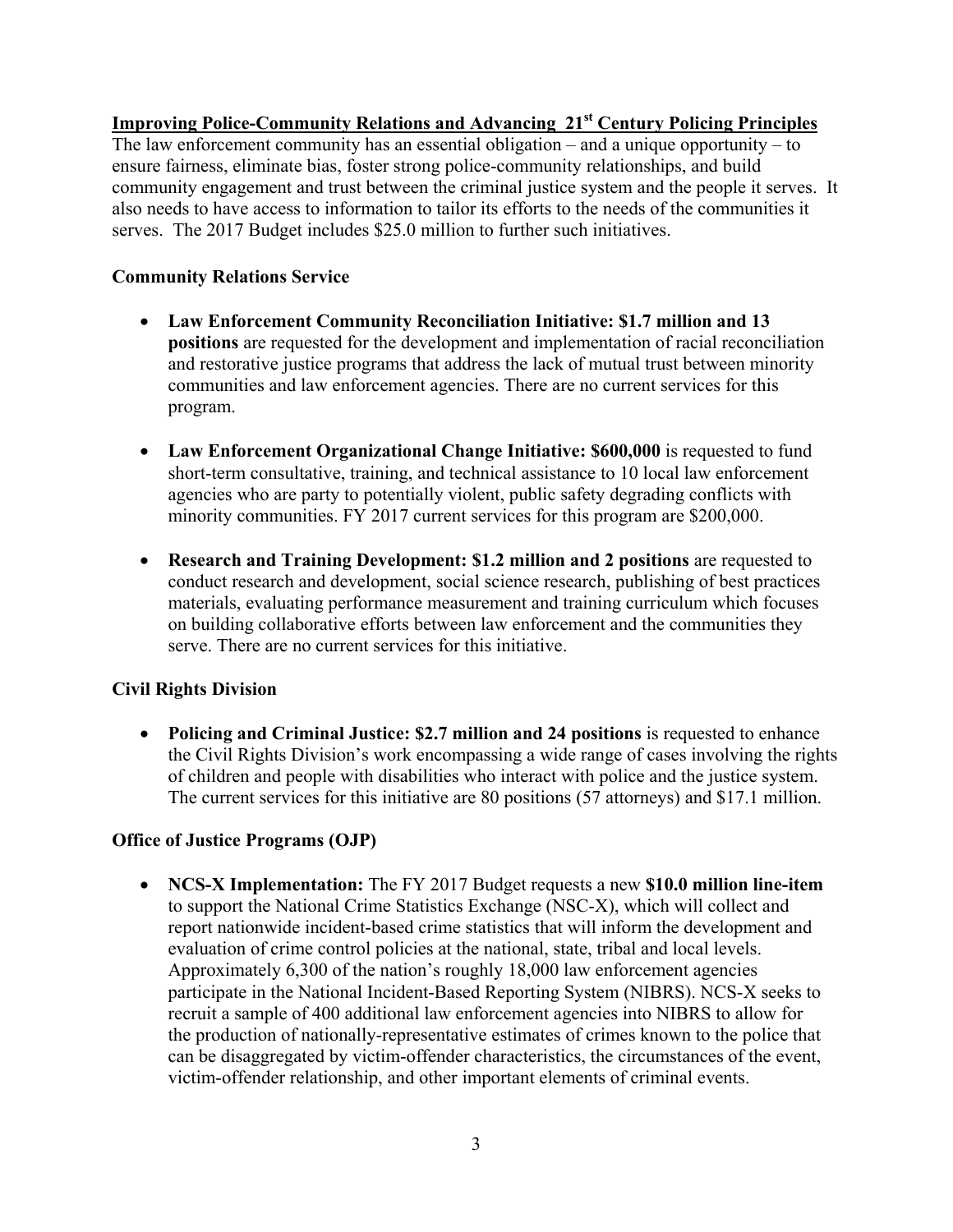## Improving Police-Community Relations and Advancing 21st Century Policing Principles

The law enforcement community has an essential obligation – and a unique opportunity – to ensure fairness, eliminate bias, foster strong police-community relationships, and build community engagement and trust between the criminal justice system and the people it serves. It also needs to have access to information to tailor its efforts to the needs of the communities it serves. The 2017 Budget includes $25.0 million to further such initiatives.

### Community Relations Service

- **Law Enforcement Community Reconciliation Initiative: $1.7 million and 13 positions** are requested for the development and implementation of racial reconciliation and restorative justice programs that address the lack of mutual trust between minority communities and law enforcement agencies. There are no current services for this program.

- **Law Enforcement Organizational Change Initiative: $600,000** is requested to fund short-term consultative, training, and technical assistance to 10 local law enforcement agencies who are party to potentially violent, public safety degrading conflicts with minority communities. FY 2017 current services for this program are $200,000.

- **Research and Training Development: $1.2 million and 2 positions** are requested to conduct research and development, social science research, publishing of best practices materials, evaluating performance measurement and training curriculum which focuses on building collaborative efforts between law enforcement and the communities they serve. There are no current services for this initiative.

### Civil Rights Division

- **Policing and Criminal Justice: $2.7 million and 24 positions** is requested to enhance the Civil Rights Division's work encompassing a wide range of cases involving the rights of children and people with disabilities who interact with police and the justice system. The current services for this initiative are 80 positions (57 attorneys) and $17.1 million.

### Office of Justice Programs (OJP)

- **NCS-X Implementation:** The FY 2017 Budget requests a new **$10.0 million line-item** to support the National Crime Statistics Exchange (NSC-X), which will collect and report nationwide incident-based crime statistics that will inform the development and evaluation of crime control policies at the national, state, tribal and local levels. Approximately 6,300 of the nation's roughly 18,000 law enforcement agencies participate in the National Incident-Based Reporting System (NIBRS). NCS-X seeks to recruit a sample of 400 additional law enforcement agencies into NIBRS to allow for the production of nationally-representative estimates of crimes known to the police that can be disaggregated by victim-offender characteristics, the circumstances of the event, victim-offender relationship, and other important elements of criminal events.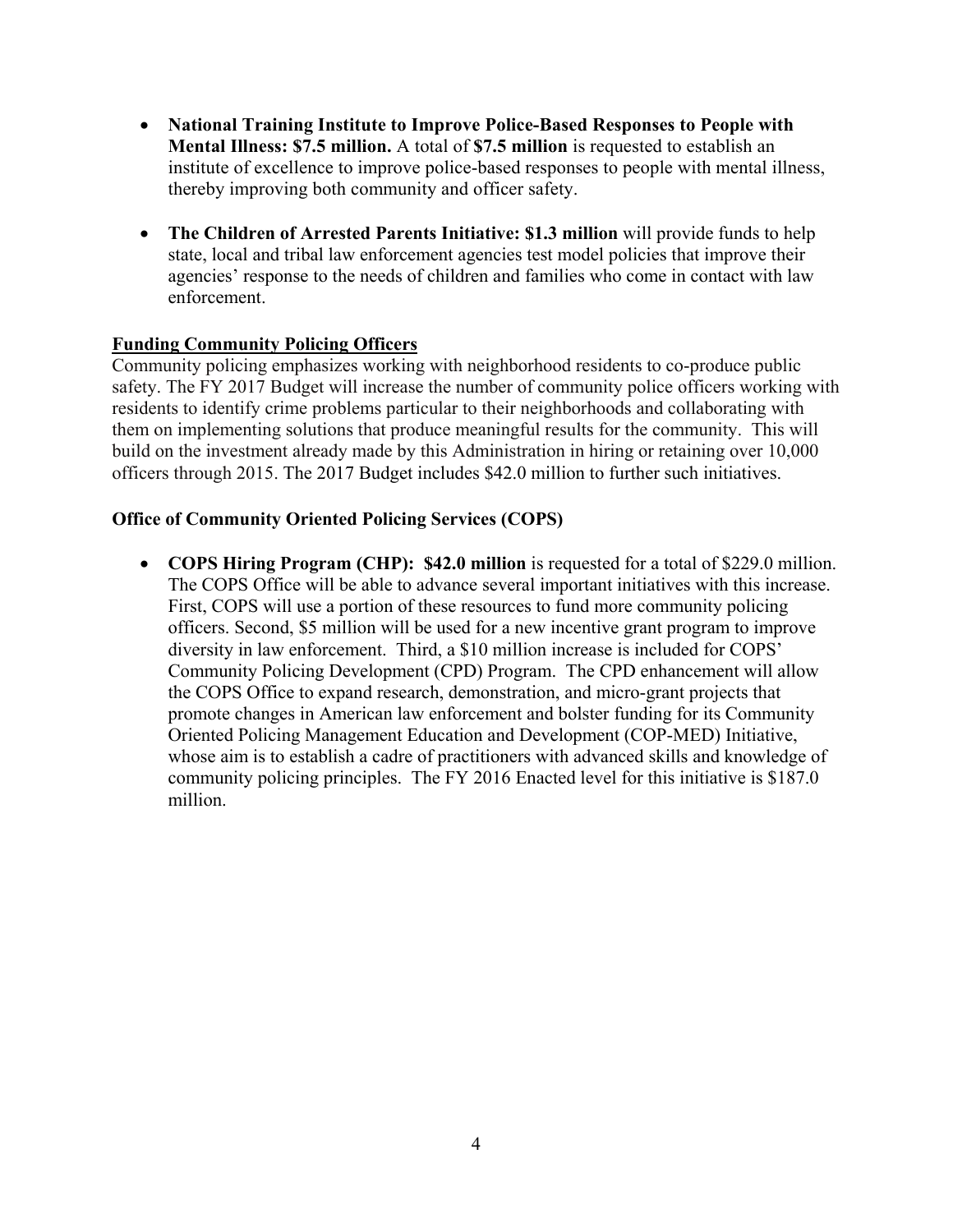- **National Training Institute to Improve Police-Based Responses to People with Mental Illness: $7.5 million.** A total of **$7.5 million** is requested to establish an institute of excellence to improve police-based responses to people with mental illness, thereby improving both community and officer safety.

- **The Children of Arrested Parents Initiative: $1.3 million** will provide funds to help state, local and tribal law enforcement agencies test model policies that improve their agencies' response to the needs of children and families who come in contact with law enforcement.

**<u>Funding Community Policing Officers</u>**

Community policing emphasizes working with neighborhood residents to co-produce public safety. The FY 2017 Budget will increase the number of community police officers working with residents to identify crime problems particular to their neighborhoods and collaborating with them on implementing solutions that produce meaningful results for the community. This will build on the investment already made by this Administration in hiring or retaining over 10,000 officers through 2015. The 2017 Budget includes $42.0 million to further such initiatives.

**Office of Community Oriented Policing Services (COPS)**

- **COPS Hiring Program (CHP): $42.0 million** is requested for a total of $229.0 million. The COPS Office will be able to advance several important initiatives with this increase. First, COPS will use a portion of these resources to fund more community policing officers. Second, $5 million will be used for a new incentive grant program to improve diversity in law enforcement. Third, a $10 million increase is included for COPS' Community Policing Development (CPD) Program. The CPD enhancement will allow the COPS Office to expand research, demonstration, and micro-grant projects that promote changes in American law enforcement and bolster funding for its Community Oriented Policing Management Education and Development (COP-MED) Initiative, whose aim is to establish a cadre of practitioners with advanced skills and knowledge of community policing principles. The FY 2016 Enacted level for this initiative is $187.0 million.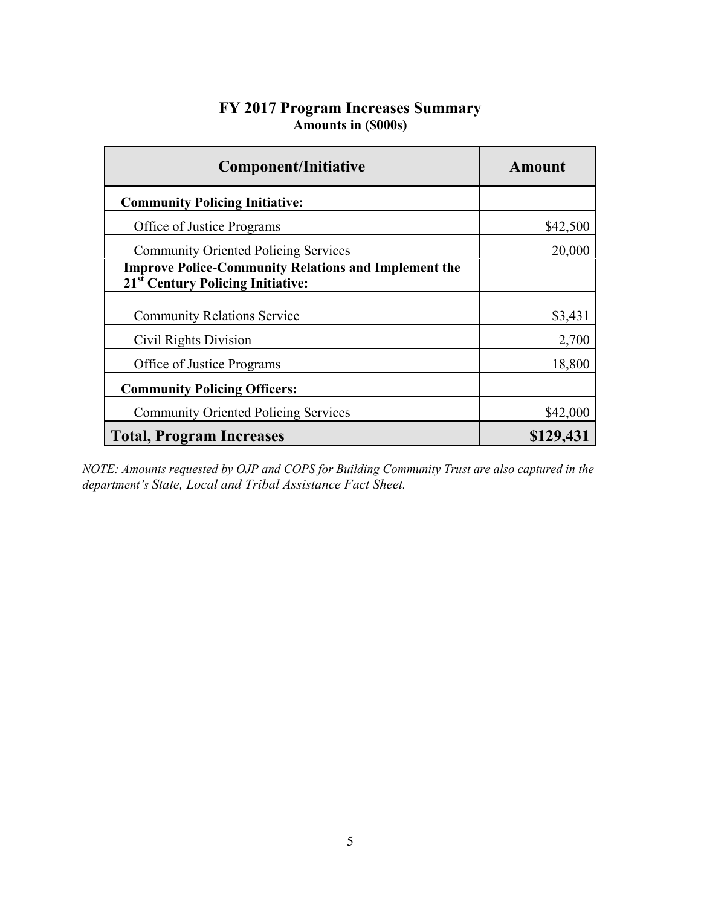## FY 2017 Program Increases Summary

**Amounts in ($000s)**

| Component/Initiative | Amount |
| --- | --- |
| **Community Policing Initiative:** | |
| Office of Justice Programs | $42,500 |
| Community Oriented Policing Services | 20,000 |
| **Improve Police-Community Relations and Implement the 21st Century Policing Initiative:** | |
| Community Relations Service | $3,431 |
| Civil Rights Division | 2,700 |
| Office of Justice Programs | 18,800 |
| **Community Policing Officers:** | |
| Community Oriented Policing Services | $42,000 |
| **Total, Program Increases** | **$129,431** |

*NOTE: Amounts requested by OJP and COPS for Building Community Trust are also captured in the department's State, Local and Tribal Assistance Fact Sheet.*